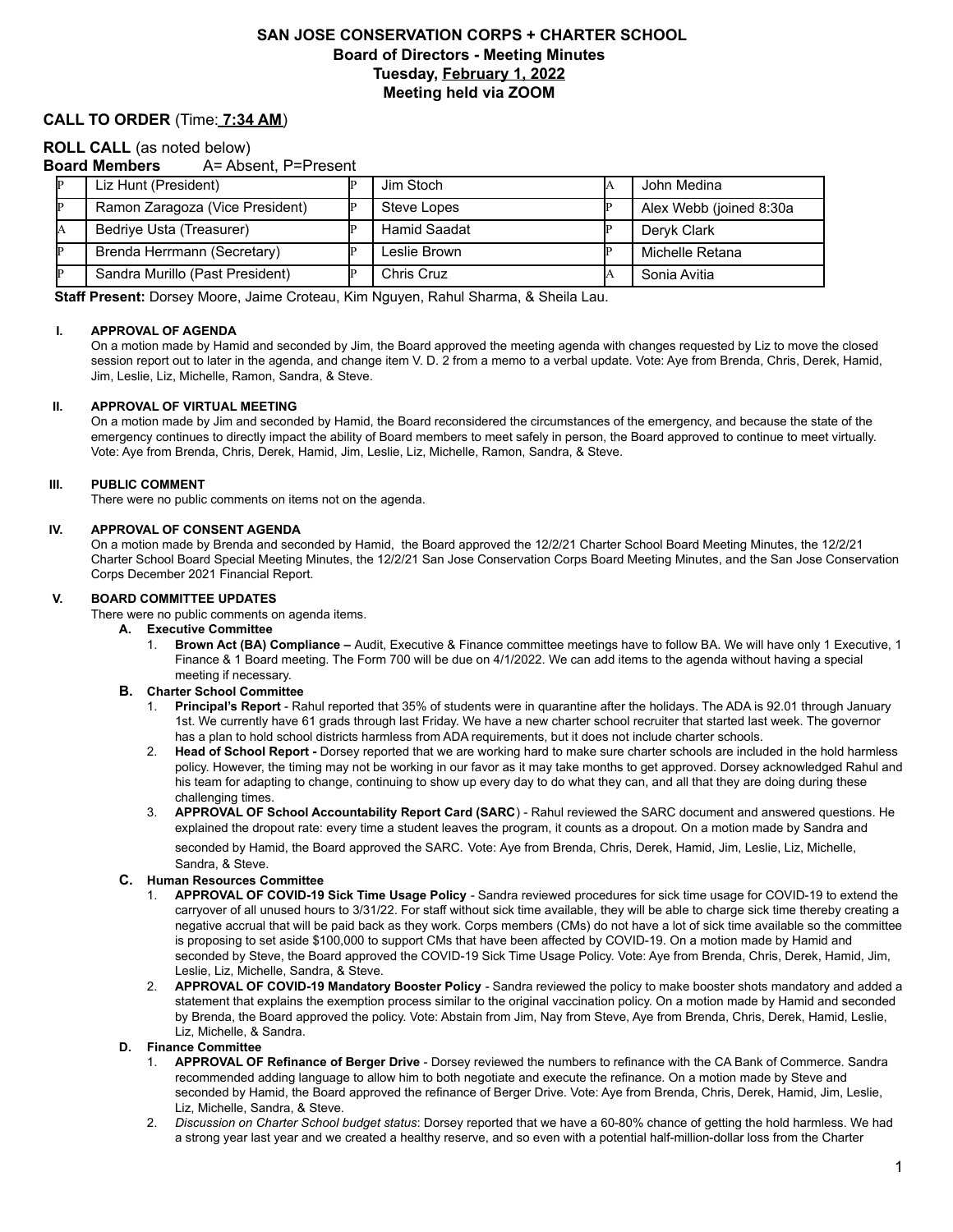# SAN JOSE CONSERVATION CORPS + CHARTER SCHOOL
## Board of Directors - Meeting Minutes
## Tuesday, February 1, 2022
## Meeting held via ZOOM

**CALL TO ORDER** (Time: **7:34 AM**)

**ROLL CALL** (as noted below)

**Board Members** A= Absent, P=Present

| | | | | | |
|---|---|---|---|---|---|
| P | Liz Hunt (President) | P | Jim Stoch | A | John Medina |
| P | Ramon Zaragoza (Vice President) | P | Steve Lopes | P | Alex Webb (joined 8:30a |
| A | Bedriye Usta (Treasurer) | P | Hamid Saadat | P | Deryk Clark |
| P | Brenda Herrmann (Secretary) | P | Leslie Brown | P | Michelle Retana |
| P | Sandra Murillo (Past President) | P | Chris Cruz | A | Sonia Avitia |

**Staff Present:** Dorsey Moore, Jaime Croteau, Kim Nguyen, Rahul Sharma, & Sheila Lau.

**I. APPROVAL OF AGENDA**

On a motion made by Hamid and seconded by Jim, the Board approved the meeting agenda with changes requested by Liz to move the closed session report out to later in the agenda, and change item V. D. 2 from a memo to a verbal update. Vote: Aye from Brenda, Chris, Derek, Hamid, Jim, Leslie, Liz, Michelle, Ramon, Sandra, & Steve.

**II. APPROVAL OF VIRTUAL MEETING**

On a motion made by Jim and seconded by Hamid, the Board reconsidered the circumstances of the emergency, and because the state of the emergency continues to directly impact the ability of Board members to meet safely in person, the Board approved to continue to meet virtually. Vote: Aye from Brenda, Chris, Derek, Hamid, Jim, Leslie, Liz, Michelle, Ramon, Sandra, & Steve.

**III. PUBLIC COMMENT**

There were no public comments on items not on the agenda.

**IV. APPROVAL OF CONSENT AGENDA**

On a motion made by Brenda and seconded by Hamid, the Board approved the 12/2/21 Charter School Board Meeting Minutes, the 12/2/21 Charter School Board Special Meeting Minutes, the 12/2/21 San Jose Conservation Corps Board Meeting Minutes, and the San Jose Conservation Corps December 2021 Financial Report.

**V. BOARD COMMITTEE UPDATES**

There were no public comments on agenda items.

**A. Executive Committee**

1. **Brown Act (BA) Compliance –** Audit, Executive & Finance committee meetings have to follow BA. We will have only 1 Executive, 1 Finance & 1 Board meeting. The Form 700 will be due on 4/1/2022. We can add items to the agenda without having a special meeting if necessary.

**B. Charter School Committee**

1. **Principal's Report** - Rahul reported that 35% of students were in quarantine after the holidays. The ADA is 92.01 through January 1st. We currently have 61 grads through last Friday. We have a new charter school recruiter that started last week. The governor has a plan to hold school districts harmless from ADA requirements, but it does not include charter schools.
2. **Head of School Report -** Dorsey reported that we are working hard to make sure charter schools are included in the hold harmless policy. However, the timing may not be working in our favor as it may take months to get approved. Dorsey acknowledged Rahul and his team for adapting to change, continuing to show up every day to do what they can, and all that they are doing during these challenging times.
3. **APPROVAL OF School Accountability Report Card (SARC)** - Rahul reviewed the SARC document and answered questions. He explained the dropout rate: every time a student leaves the program, it counts as a dropout. On a motion made by Sandra and seconded by Hamid, the Board approved the SARC. Vote: Aye from Brenda, Chris, Derek, Hamid, Jim, Leslie, Liz, Michelle, Sandra, & Steve.

**C. Human Resources Committee**

1. **APPROVAL OF COVID-19 Sick Time Usage Policy** - Sandra reviewed procedures for sick time usage for COVID-19 to extend the carryover of all unused hours to 3/31/22. For staff without sick time available, they will be able to charge sick time thereby creating a negative accrual that will be paid back as they work. Corps members (CMs) do not have a lot of sick time available so the committee is proposing to set aside $100,000 to support CMs that have been affected by COVID-19. On a motion made by Hamid and seconded by Steve, the Board approved the COVID-19 Sick Time Usage Policy. Vote: Aye from Brenda, Chris, Derek, Hamid, Jim, Leslie, Liz, Michelle, Sandra, & Steve.
2. **APPROVAL OF COVID-19 Mandatory Booster Policy** - Sandra reviewed the policy to make booster shots mandatory and added a statement that explains the exemption process similar to the original vaccination policy. On a motion made by Hamid and seconded by Brenda, the Board approved the policy. Vote: Abstain from Jim, Nay from Steve, Aye from Brenda, Chris, Derek, Hamid, Leslie, Liz, Michelle, & Sandra.

**D. Finance Committee**

1. **APPROVAL OF Refinance of Berger Drive** - Dorsey reviewed the numbers to refinance with the CA Bank of Commerce. Sandra recommended adding language to allow him to both negotiate and execute the refinance. On a motion made by Steve and seconded by Hamid, the Board approved the refinance of Berger Drive. Vote: Aye from Brenda, Chris, Derek, Hamid, Jim, Leslie, Liz, Michelle, Sandra, & Steve.
2. *Discussion on Charter School budget status*: Dorsey reported that we have a 60-80% chance of getting the hold harmless. We had a strong year last year and we created a healthy reserve, and so even with a potential half-million-dollar loss from the Charter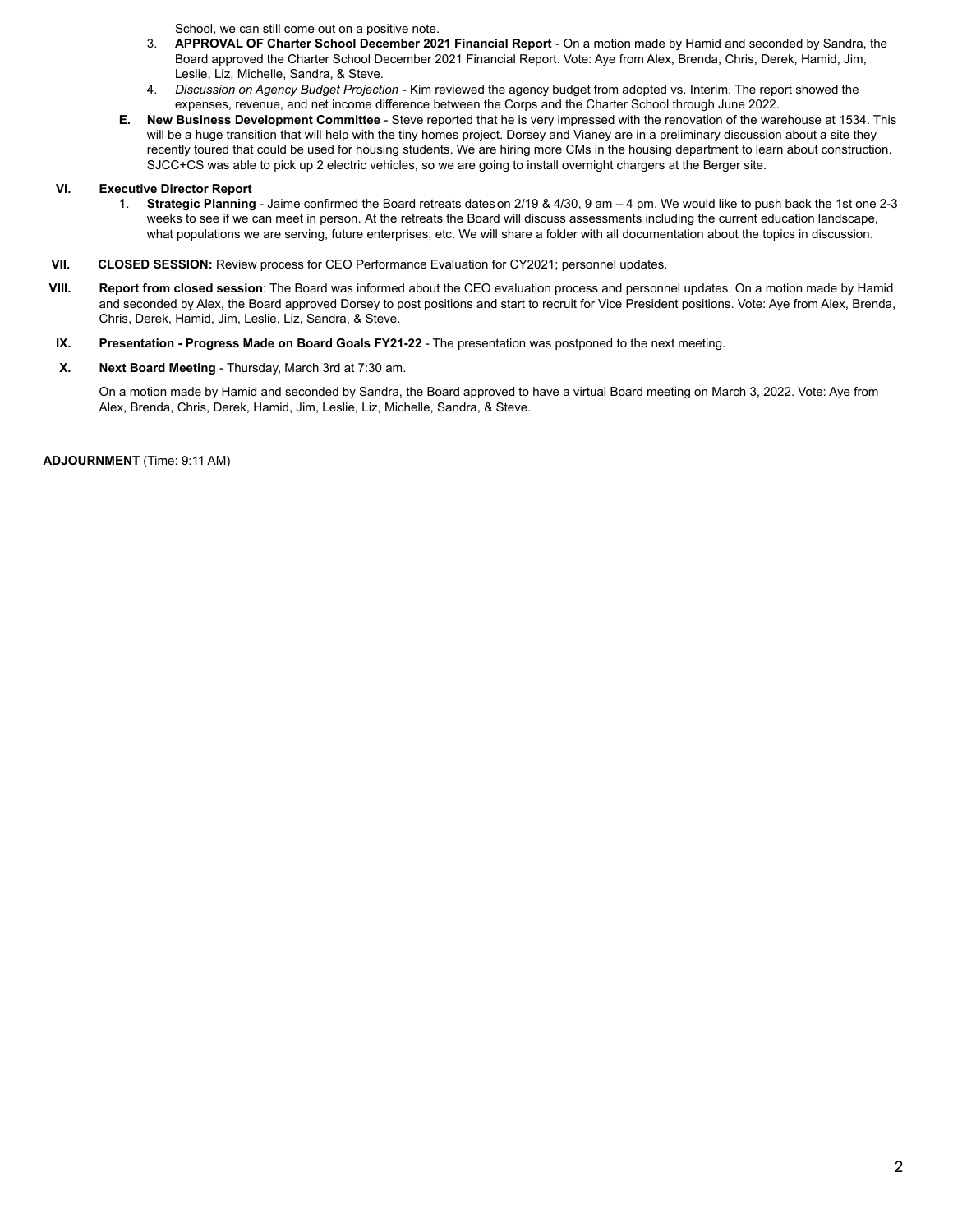School, we can still come out on a positive note.

3. **APPROVAL OF Charter School December 2021 Financial Report** - On a motion made by Hamid and seconded by Sandra, the Board approved the Charter School December 2021 Financial Report. Vote: Aye from Alex, Brenda, Chris, Derek, Hamid, Jim, Leslie, Liz, Michelle, Sandra, & Steve.
4. *Discussion on Agency Budget Projection* - Kim reviewed the agency budget from adopted vs. Interim. The report showed the expenses, revenue, and net income difference between the Corps and the Charter School through June 2022.

**E. New Business Development Committee** - Steve reported that he is very impressed with the renovation of the warehouse at 1534. This will be a huge transition that will help with the tiny homes project. Dorsey and Vianey are in a preliminary discussion about a site they recently toured that could be used for housing students. We are hiring more CMs in the housing department to learn about construction. SJCC+CS was able to pick up 2 electric vehicles, so we are going to install overnight chargers at the Berger site.

**VI. Executive Director Report**

1. **Strategic Planning** - Jaime confirmed the Board retreats dates on 2/19 & 4/30, 9 am – 4 pm. We would like to push back the 1st one 2-3 weeks to see if we can meet in person. At the retreats the Board will discuss assessments including the current education landscape, what populations we are serving, future enterprises, etc. We will share a folder with all documentation about the topics in discussion.

**VII. CLOSED SESSION:** Review process for CEO Performance Evaluation for CY2021; personnel updates.

**VIII. Report from closed session**: The Board was informed about the CEO evaluation process and personnel updates. On a motion made by Hamid and seconded by Alex, the Board approved Dorsey to post positions and start to recruit for Vice President positions. Vote: Aye from Alex, Brenda, Chris, Derek, Hamid, Jim, Leslie, Liz, Sandra, & Steve.

**IX. Presentation - Progress Made on Board Goals FY21-22** - The presentation was postponed to the next meeting.

**X. Next Board Meeting** - Thursday, March 3rd at 7:30 am.

On a motion made by Hamid and seconded by Sandra, the Board approved to have a virtual Board meeting on March 3, 2022. Vote: Aye from Alex, Brenda, Chris, Derek, Hamid, Jim, Leslie, Liz, Michelle, Sandra, & Steve.

**ADJOURNMENT** (Time: 9:11 AM)